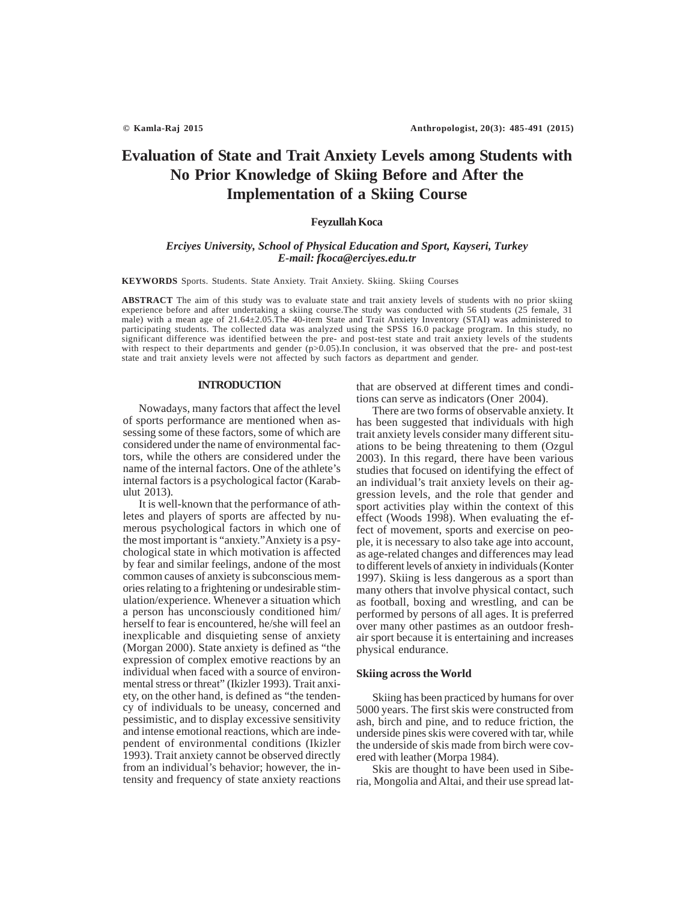# Evaluation of State and Trait Anxiety Levels among Students with No Prior Knowledge of Skiing Before and After the Implementation of a Skiing Course

**Feyzullah Koca**

*Erciyes University, School of Physical Education and Sport, Kayseri, Turkey*
*E-mail: fkoca@erciyes.edu.tr*

**KEYWORDS** Sports. Students. State Anxiety. Trait Anxiety. Skiing. Skiing Courses

**ABSTRACT** The aim of this study was to evaluate state and trait anxiety levels of students with no prior skiing experience before and after undertaking a skiing course.The study was conducted with 56 students (25 female, 31 male) with a mean age of 21.64±2.05.The 40-item State and Trait Anxiety Inventory (STAI) was administered to participating students. The collected data was analyzed using the SPSS 16.0 package program. In this study, no significant difference was identified between the pre- and post-test state and trait anxiety levels of the students with respect to their departments and gender ($p>0.05$).In conclusion, it was observed that the pre- and post-test state and trait anxiety levels were not affected by such factors as department and gender.

## INTRODUCTION

Nowadays, many factors that affect the level of sports performance are mentioned when assessing some of these factors, some of which are considered under the name of environmental factors, while the others are considered under the name of the internal factors. One of the athlete's internal factors is a psychological factor (Karabulut 2013).

It is well-known that the performance of athletes and players of sports are affected by numerous psychological factors in which one of the most important is "anxiety."Anxiety is a psychological state in which motivation is affected by fear and similar feelings, andone of the most common causes of anxiety is subconscious memories relating to a frightening or undesirable stimulation/experience. Whenever a situation which a person has unconsciously conditioned him/herself to fear is encountered, he/she will feel an inexplicable and disquieting sense of anxiety (Morgan 2000). State anxiety is defined as "the expression of complex emotive reactions by an individual when faced with a source of environmental stress or threat" (Ikizler 1993). Trait anxiety, on the other hand, is defined as "the tendency of individuals to be uneasy, concerned and pessimistic, and to display excessive sensitivity and intense emotional reactions, which are independent of environmental conditions (Ikizler 1993). Trait anxiety cannot be observed directly from an individual's behavior; however, the intensity and frequency of state anxiety reactions that are observed at different times and conditions can serve as indicators (Oner 2004).

There are two forms of observable anxiety. It has been suggested that individuals with high trait anxiety levels consider many different situations to be being threatening to them (Ozgul 2003). In this regard, there have been various studies that focused on identifying the effect of an individual's trait anxiety levels on their aggression levels, and the role that gender and sport activities play within the context of this effect (Woods 1998). When evaluating the effect of movement, sports and exercise on people, it is necessary to also take age into account, as age-related changes and differences may lead to different levels of anxiety in individuals (Konter 1997). Skiing is less dangerous as a sport than many others that involve physical contact, such as football, boxing and wrestling, and can be performed by persons of all ages. It is preferred over many other pastimes as an outdoor fresh-air sport because it is entertaining and increases physical endurance.

### Skiing across the World

Skiing has been practiced by humans for over 5000 years. The first skis were constructed from ash, birch and pine, and to reduce friction, the underside pines skis were covered with tar, while the underside of skis made from birch were covered with leather (Morpa 1984).

Skis are thought to have been used in Siberia, Mongolia and Altai, and their use spread lat-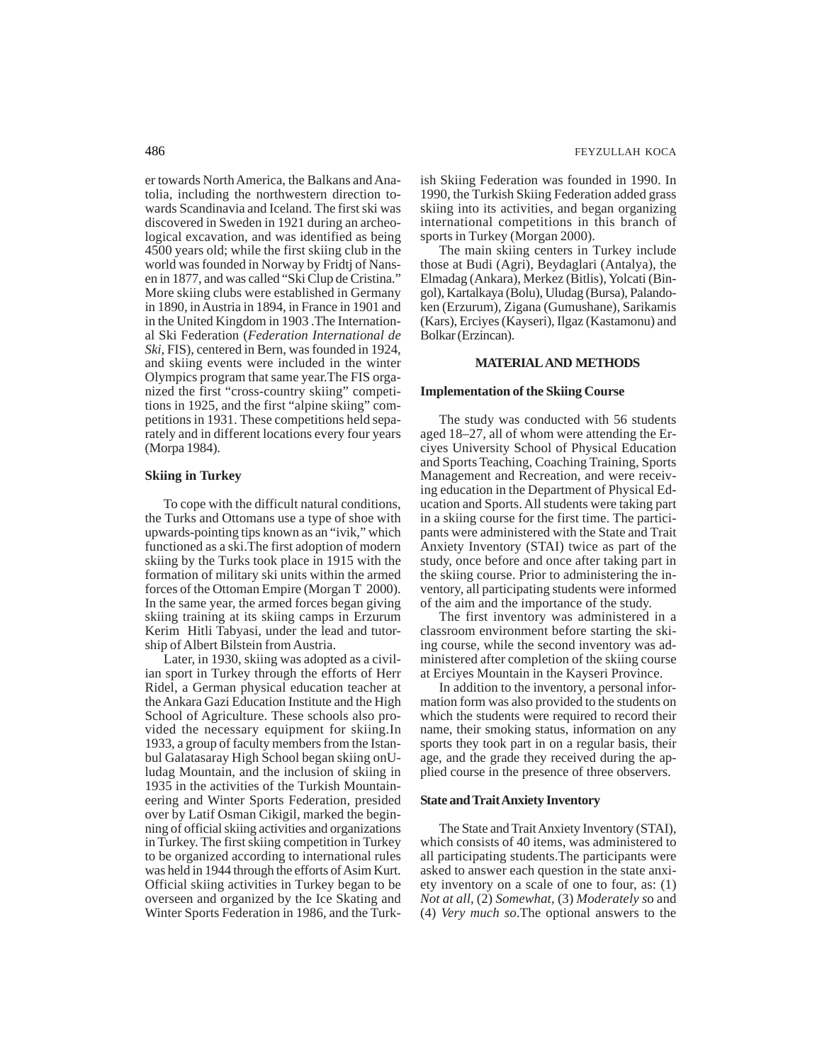er towards North America, the Balkans and Anatolia, including the northwestern direction towards Scandinavia and Iceland. The first ski was discovered in Sweden in 1921 during an archeological excavation, and was identified as being 4500 years old; while the first skiing club in the world was founded in Norway by Fridtj of Nansen in 1877, and was called "Ski Clup de Cristina." More skiing clubs were established in Germany in 1890, in Austria in 1894, in France in 1901 and in the United Kingdom in 1903 .The International Ski Federation (*Federation International de Ski*, FIS), centered in Bern, was founded in 1924, and skiing events were included in the winter Olympics program that same year.The FIS organized the first "cross-country skiing" competitions in 1925, and the first "alpine skiing" competitions in 1931. These competitions held separately and in different locations every four years (Morpa 1984).

### Skiing in Turkey

To cope with the difficult natural conditions, the Turks and Ottomans use a type of shoe with upwards-pointing tips known as an "ivik," which functioned as a ski.The first adoption of modern skiing by the Turks took place in 1915 with the formation of military ski units within the armed forces of the Ottoman Empire (Morgan T 2000). In the same year, the armed forces began giving skiing training at its skiing camps in Erzurum Kerim Hitli Tabyasi, under the lead and tutorship of Albert Bilstein from Austria.

Later, in 1930, skiing was adopted as a civilian sport in Turkey through the efforts of Herr Ridel, a German physical education teacher at the Ankara Gazi Education Institute and the High School of Agriculture. These schools also provided the necessary equipment for skiing.In 1933, a group of faculty members from the Istanbul Galatasaray High School began skiing onUludag Mountain, and the inclusion of skiing in 1935 in the activities of the Turkish Mountaineering and Winter Sports Federation, presided over by Latif Osman Cikigil, marked the beginning of official skiing activities and organizations in Turkey. The first skiing competition in Turkey to be organized according to international rules was held in 1944 through the efforts of Asim Kurt. Official skiing activities in Turkey began to be overseen and organized by the Ice Skating and Winter Sports Federation in 1986, and the Turkish Skiing Federation was founded in 1990. In 1990, the Turkish Skiing Federation added grass skiing into its activities, and began organizing international competitions in this branch of sports in Turkey (Morgan 2000).

The main skiing centers in Turkey include those at Budi (Agri), Beydaglari (Antalya), the Elmadag (Ankara), Merkez (Bitlis), Yolcati (Bingol), Kartalkaya (Bolu), Uludag (Bursa), Palandoken (Erzurum), Zigana (Gumushane), Sarikamis (Kars), Erciyes (Kayseri), Ilgaz (Kastamonu) and Bolkar (Erzincan).

## MATERIAL AND METHODS

### Implementation of the Skiing Course

The study was conducted with 56 students aged 18–27, all of whom were attending the Erciyes University School of Physical Education and Sports Teaching, Coaching Training, Sports Management and Recreation, and were receiving education in the Department of Physical Education and Sports. All students were taking part in a skiing course for the first time. The participants were administered with the State and Trait Anxiety Inventory (STAI) twice as part of the study, once before and once after taking part in the skiing course. Prior to administering the inventory, all participating students were informed of the aim and the importance of the study.

The first inventory was administered in a classroom environment before starting the skiing course, while the second inventory was administered after completion of the skiing course at Erciyes Mountain in the Kayseri Province.

In addition to the inventory, a personal information form was also provided to the students on which the students were required to record their name, their smoking status, information on any sports they took part in on a regular basis, their age, and the grade they received during the applied course in the presence of three observers.

### State and Trait Anxiety Inventory

The State and Trait Anxiety Inventory (STAI), which consists of 40 items, was administered to all participating students.The participants were asked to answer each question in the state anxiety inventory on a scale of one to four, as: (1) *Not at all*, (2) *Somewhat*, (3) *Moderately* so and (4) *Very much so*.The optional answers to the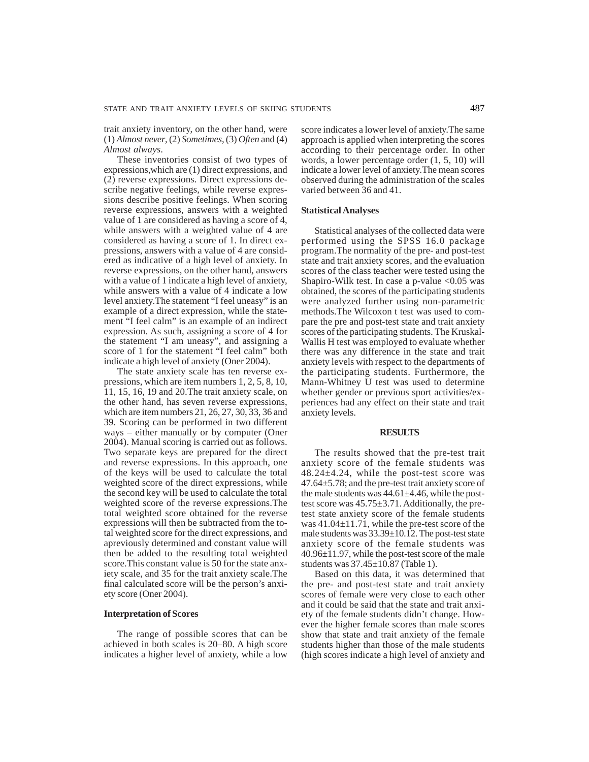trait anxiety inventory, on the other hand, were (1) *Almost never*, (2) *Sometimes*, (3) *Often* and (4) *Almost always*.

These inventories consist of two types of expressions,which are (1) direct expressions, and (2) reverse expressions. Direct expressions describe negative feelings, while reverse expressions describe positive feelings. When scoring reverse expressions, answers with a weighted value of 1 are considered as having a score of 4, while answers with a weighted value of 4 are considered as having a score of 1. In direct expressions, answers with a value of 4 are considered as indicative of a high level of anxiety. In reverse expressions, on the other hand, answers with a value of 1 indicate a high level of anxiety, while answers with a value of 4 indicate a low level anxiety.The statement "I feel uneasy" is an example of a direct expression, while the statement "I feel calm" is an example of an indirect expression. As such, assigning a score of 4 for the statement "I am uneasy", and assigning a score of 1 for the statement "I feel calm" both indicate a high level of anxiety (Oner 2004).

The state anxiety scale has ten reverse expressions, which are item numbers 1, 2, 5, 8, 10, 11, 15, 16, 19 and 20.The trait anxiety scale, on the other hand, has seven reverse expressions, which are item numbers 21, 26, 27, 30, 33, 36 and 39. Scoring can be performed in two different ways – either manually or by computer (Oner 2004). Manual scoring is carried out as follows. Two separate keys are prepared for the direct and reverse expressions. In this approach, one of the keys will be used to calculate the total weighted score of the direct expressions, while the second key will be used to calculate the total weighted score of the reverse expressions.The total weighted score obtained for the reverse expressions will then be subtracted from the total weighted score for the direct expressions, and apreviously determined and constant value will then be added to the resulting total weighted score.This constant value is 50 for the state anxiety scale, and 35 for the trait anxiety scale.The final calculated score will be the person's anxiety score (Oner 2004).

### Interpretation of Scores

The range of possible scores that can be achieved in both scales is 20–80. A high score indicates a higher level of anxiety, while a low score indicates a lower level of anxiety.The same approach is applied when interpreting the scores according to their percentage order. In other words, a lower percentage order (1, 5, 10) will indicate a lower level of anxiety.The mean scores observed during the administration of the scales varied between 36 and 41.

### Statistical Analyses

Statistical analyses of the collected data were performed using the SPSS 16.0 package program.The normality of the pre- and post-test state and trait anxiety scores, and the evaluation scores of the class teacher were tested using the Shapiro-Wilk test. In case a p-value $<0.05$ was obtained, the scores of the participating students were analyzed further using non-parametric methods.The Wilcoxon t test was used to compare the pre and post-test state and trait anxiety scores of the participating students. The Kruskal-Wallis H test was employed to evaluate whether there was any difference in the state and trait anxiety levels with respect to the departments of the participating students. Furthermore, the Mann-Whitney U test was used to determine whether gender or previous sport activities/experiences had any effect on their state and trait anxiety levels.

## RESULTS

The results showed that the pre-test trait anxiety score of the female students was $48.24 \pm 4.24$, while the post-test score was $47.64 \pm 5.78$; and the pre-test trait anxiety score of the male students was $44.61 \pm 4.46$, while the post-test score was $45.75 \pm 3.71$. Additionally, the pre-test state anxiety score of the female students was $41.04 \pm 11.71$, while the pre-test score of the male students was $33.39 \pm 10.12$. The post-test state anxiety score of the female students was $40.96 \pm 11.97$, while the post-test score of the male students was $37.45 \pm 10.87$ (Table 1).

Based on this data, it was determined that the pre- and post-test state and trait anxiety scores of female were very close to each other and it could be said that the state and trait anxiety of the female students didn't change. However the higher female scores than male scores show that state and trait anxiety of the female students higher than those of the male students (high scores indicate a high level of anxiety and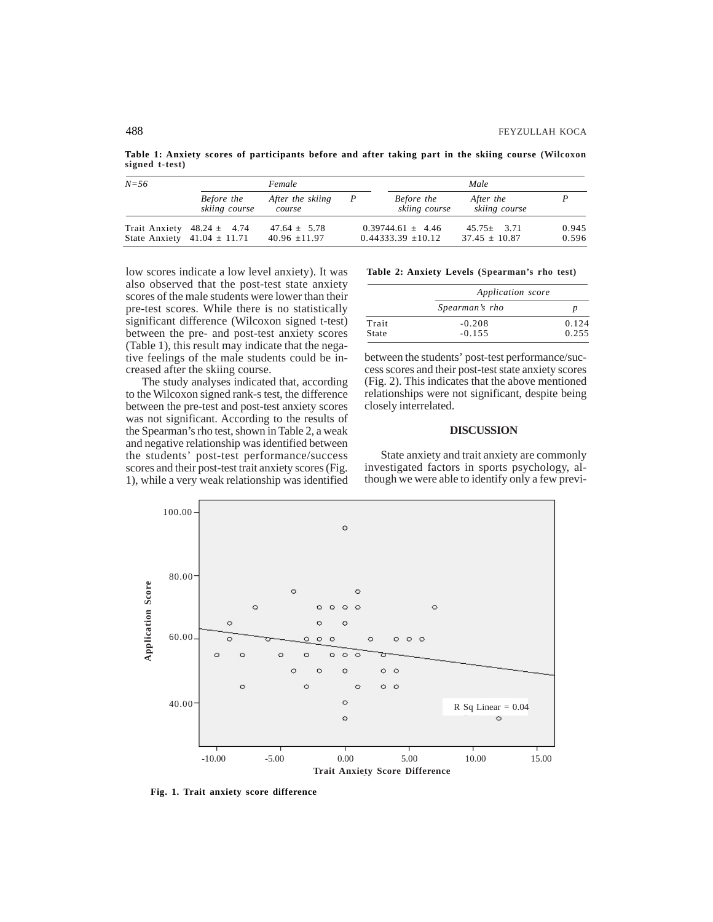**Table 1: Anxiety scores of participants before and after taking part in the skiing course (Wilcoxon signed t-test)**

| *N=56* | *Female* | | | *Male* | | |
|---|---|---|---|---|---|---|
| | *Before the skiing course* | *After the skiing course* | *P* | *Before the skiing course* | *After the skiing course* | *P* |
| Trait Anxiety | 48.24 ± 4.74 | 47.64 ± 5.78 | | 0.39744.61 ± 4.46 | 45.75± 3.71 | 0.945 |
| State Anxiety | 41.04 ± 11.71 | 40.96 ±11.97 | | 0.44333.39 ±10.12 | 37.45 ± 10.87 | 0.596 |

low scores indicate a low level anxiety). It was also observed that the post-test state anxiety scores of the male students were lower than their pre-test scores. While there is no statistically significant difference (Wilcoxon signed t-test) between the pre- and post-test anxiety scores (Table 1), this result may indicate that the negative feelings of the male students could be increased after the skiing course.

The study analyses indicated that, according to the Wilcoxon signed rank-s test, the difference between the pre-test and post-test anxiety scores was not significant. According to the results of the Spearman's rho test, shown in Table 2, a weak and negative relationship was identified between the students' post-test performance/success scores and their post-test trait anxiety scores (Fig. 1), while a very weak relationship was identified between the students' post-test performance/success scores and their post-test state anxiety scores (Fig. 2). This indicates that the above mentioned relationships were not significant, despite being closely interrelated.

**Table 2: Anxiety Levels (Spearman's rho test)**

| | *Application score* | |
|---|---|---|
| | *Spearman's rho* | *p* |
| Trait | -0.208 | 0.124 |
| State | -0.155 | 0.255 |

## DISCUSSION

State anxiety and trait anxiety are commonly investigated factors in sports psychology, although we were able to identify only a few previ-

**Fig. 1. Trait anxiety score difference**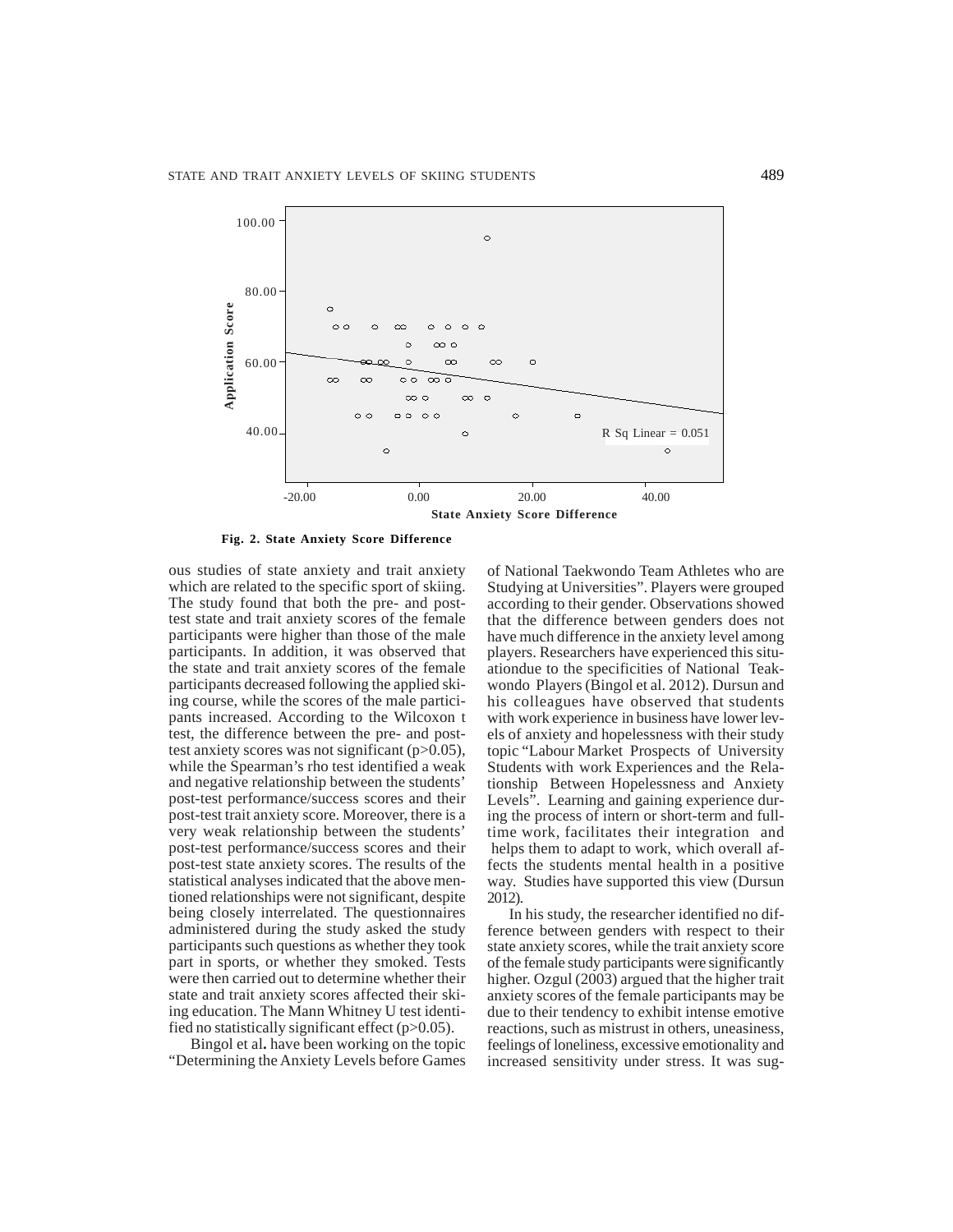Fig. 2. State Anxiety Score Difference

ous studies of state anxiety and trait anxiety which are related to the specific sport of skiing. The study found that both the pre- and post-test state and trait anxiety scores of the female participants were higher than those of the male participants. In addition, it was observed that the state and trait anxiety scores of the female participants decreased following the applied skiing course, while the scores of the male participants increased. According to the Wilcoxon t test, the difference between the pre- and post-test anxiety scores was not significant ($p>0.05$), while the Spearman's rho test identified a weak and negative relationship between the students' post-test performance/success scores and their post-test trait anxiety score. Moreover, there is a very weak relationship between the students' post-test performance/success scores and their post-test state anxiety scores. The results of the statistical analyses indicated that the above mentioned relationships were not significant, despite being closely interrelated. The questionnaires administered during the study asked the study participants such questions as whether they took part in sports, or whether they smoked. Tests were then carried out to determine whether their state and trait anxiety scores affected their skiing education. The Mann Whitney U test identified no statistically significant effect ($p>0.05$).

Bingol et al**.** have been working on the topic "Determining the Anxiety Levels before Games of National Taekwondo Team Athletes who are Studying at Universities". Players were grouped according to their gender. Observations showed that the difference between genders does not have much difference in the anxiety level among players. Researchers have experienced this situationdue to the specificities of National Teakwondo Players (Bingol et al. 2012). Dursun and his colleagues have observed that students with work experience in business have lower levels of anxiety and hopelessness with their study topic "Labour Market Prospects of University Students with work Experiences and the Relationship Between Hopelessness and Anxiety Levels". Learning and gaining experience during the process of intern or short-term and full-time work, facilitates their integration and helps them to adapt to work, which overall affects the students mental health in a positive way. Studies have supported this view (Dursun 2012).

In his study, the researcher identified no difference between genders with respect to their state anxiety scores, while the trait anxiety score of the female study participants were significantly higher. Ozgul (2003) argued that the higher trait anxiety scores of the female participants may be due to their tendency to exhibit intense emotive reactions, such as mistrust in others, uneasiness, feelings of loneliness, excessive emotionality and increased sensitivity under stress. It was sug-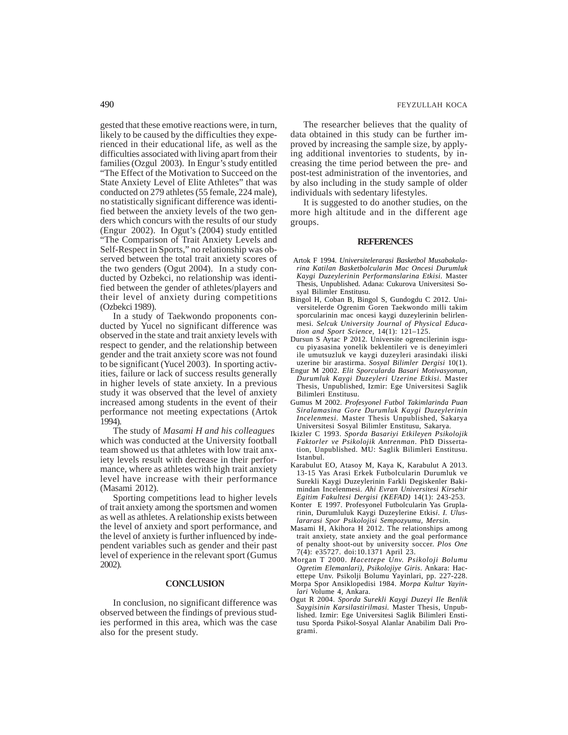gested that these emotive reactions were, in turn, likely to be caused by the difficulties they experienced in their educational life, as well as the difficulties associated with living apart from their families (Ozgul 2003). In Engur's study entitled "The Effect of the Motivation to Succeed on the State Anxiety Level of Elite Athletes" that was conducted on 279 athletes (55 female, 224 male), no statistically significant difference was identified between the anxiety levels of the two genders which concurs with the results of our study (Engur 2002). In Ogut's (2004) study entitled "The Comparison of Trait Anxiety Levels and Self-Respect in Sports," no relationship was observed between the total trait anxiety scores of the two genders (Ogut 2004). In a study conducted by Ozbekci, no relationship was identified between the gender of athletes/players and their level of anxiety during competitions (Ozbekci 1989).

In a study of Taekwondo proponents conducted by Yucel no significant difference was observed in the state and trait anxiety levels with respect to gender, and the relationship between gender and the trait anxiety score was not found to be significant (Yucel 2003). In sporting activities, failure or lack of success results generally in higher levels of state anxiety. In a previous study it was observed that the level of anxiety increased among students in the event of their performance not meeting expectations (Artok 1994).

The study of *Masami H and his colleagues* which was conducted at the University football team showed us that athletes with low trait anxiety levels result with decrease in their performance, where as athletes with high trait anxiety level have increase with their performance (Masami 2012).

Sporting competitions lead to higher levels of trait anxiety among the sportsmen and women as well as athletes. A relationship exists between the level of anxiety and sport performance, and the level of anxiety is further influenced by independent variables such as gender and their past level of experience in the relevant sport (Gumus 2002).

## CONCLUSION

In conclusion, no significant difference was observed between the findings of previous studies performed in this area, which was the case also for the present study.

The researcher believes that the quality of data obtained in this study can be further improved by increasing the sample size, by applying additional inventories to students, by increasing the time period between the pre- and post-test administration of the inventories, and by also including in the study sample of older individuals with sedentary lifestyles.

It is suggested to do another studies, on the more high altitude and in the different age groups.

## REFERENCES

Artok F 1994. *Universitelerarasi Basketbol Musabakalarina Katilan Basketbolcularin Mac Oncesi Durumluk Kaygi Duzeylerinin Performanslarina Etkisi.* Master Thesis, Unpublished. Adana: Cukurova Universitesi Sosyal Bilimler Enstitusu.

Bingol H, Coban B, Bingol S, Gundogdu C 2012. Universitelerde Ogrenim Goren Taekwondo milli takim sporcularinin mac oncesi kaygi duzeylerinin belirlenmesi. *Selcuk University Journal of Physical Education and Sport Science,* 14(1): 121–125.

Dursun S Aytac P 2012. Universite ogrencilerinin isgucu piyasasina yonelik beklentileri ve is deneyimleri ile umutsuzluk ve kaygi duzeyleri arasindaki iliski uzerine bir arastirma. *Sosyal Bilimler Dergisi* 10(1).

Engur M 2002. *Elit Sporcularda Basari Motivasyonun, Durumluk Kaygi Duzeyleri Uzerine Etkisi.* Master Thesis, Unpublished, Izmir: Ege Universitesi Saglik Bilimleri Enstitusu.

Gumus M 2002. *Profesyonel Futbol Takimlarinda Puan Siralamasina Gore Durumluk Kaygi Duzeylerinin Incelenmesi.* Master Thesis Unpublished, Sakarya Universitesi Sosyal Bilimler Enstitusu, Sakarya.

Ikizler C 1993. *Sporda Basariyi Etkileyen Psikolojik Faktorler ve Psikolojik Antrenman.* PhD Dissertation, Unpublished. MU: Saglik Bilimleri Enstitusu. Istanbul.

Karabulut EO, Atasoy M, Kaya K, Karabulut A 2013. 13-15 Yas Arasi Erkek Futbolcularin Durumluk ve Surekli Kaygi Duzeylerinin Farkli Degiskenler Bakimindan Incelenmesi. *Ahi Evran Universitesi Kirsehir Egitim Fakultesi Dergisi (KEFAD)* 14(1): 243-253.

Konter E 1997. Profesyonel Futbolcularin Yas Gruplarinin, Durumluluk Kaygi Duzeylerine Etkisi. *I. Uluslararasi Spor Psikolojisi Sempozyumu, Mersin.*

Masami H, Akihora H 2012. The relationships among trait anxiety, state anxiety and the goal performance of penalty shoot-out by university soccer. *Plos One* 7(4): e35727. doi:10.1371 April 23.

Morgan T 2000. *Hacettepe Unv. Psikoloji Bolumu Ogretim Elemanlari), Psikolojiye Giris.* Ankara: Hacettepe Unv. Psikolji Bolumu Yayinlari, pp. 227-228.

Morpa Spor Ansiklopedisi 1984. *Morpa Kultur Yayinlari* Volume 4, Ankara.

Ogut R 2004. *Sporda Surekli Kaygi Duzeyi Ile Benlik Saygisinin Karsilastirilmasi.* Master Thesis, Unpublished. Izmir: Ege Universitesi Saglik Bilimleri Enstitusu Sporda Psikol-Sosyal Alanlar Anabilim Dali Programi.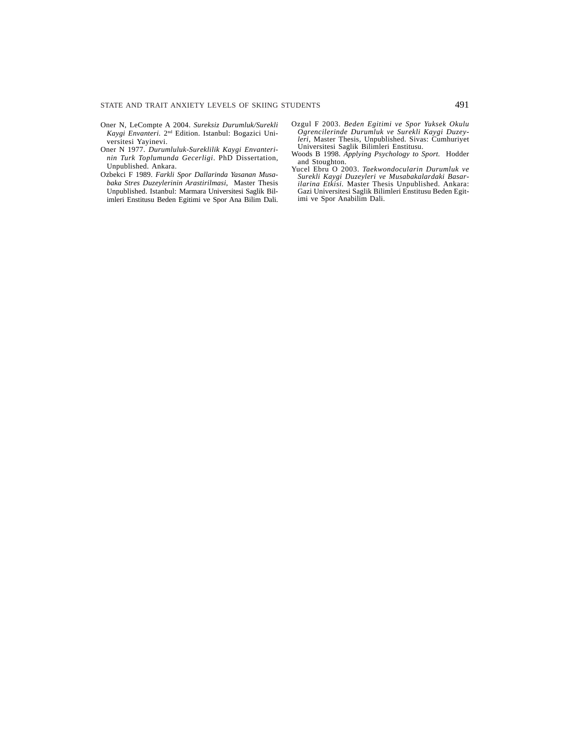Oner N, LeCompte A 2004. *Sureksiz Durumluk/Surekli Kaygi Envanteri.* 2nd Edition. Istanbul: Bogazici Universitesi Yayinevi.

Oner N 1977. *Durumluluk-Sureklilik Kaygi Envanterinin Turk Toplumunda Gecerligi*. PhD Dissertation, Unpublished. Ankara.

Ozbekci F 1989. *Farkli Spor Dallarinda Yasanan Musabaka Stres Duzeylerinin Arastirilmasi*, Master Thesis Unpublished. Istanbul: Marmara Universitesi Saglik Bilimleri Enstitusu Beden Egitimi ve Spor Ana Bilim Dali.

Ozgul F 2003. *Beden Egitimi ve Spor Yuksek Okulu Ogrencilerinde Durumluk ve Surekli Kaygi Duzeyleri*, Master Thesis, Unpublished. Sivas: Cumhuriyet Universitesi Saglik Bilimleri Enstitusu.

Woods B 1998. *Applying Psychology to Sport.* Hodder and Stoughton.

Yucel Ebru O 2003. *Taekwondocularin Durumluk ve Surekli Kaygi Duzeyleri ve Musabakalardaki Basarilarina Etkisi.* Master Thesis Unpublished. Ankara: Gazi Universitesi Saglik Bilimleri Enstitusu Beden Egitimi ve Spor Anabilim Dali.